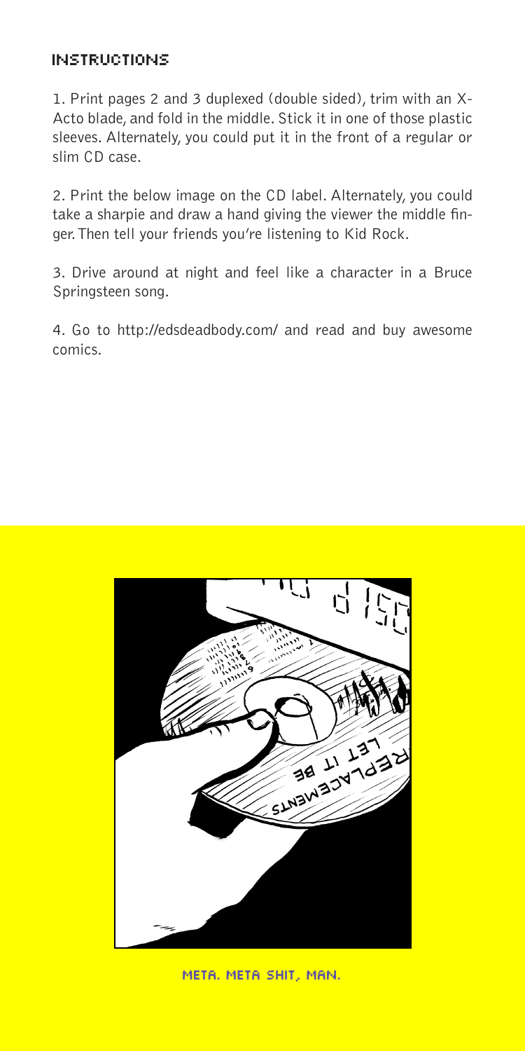## INSTRUCTIONS

1. Print pages 2 and 3 duplexed (double sided), trim with an X-Acto blade, and fold in the middle. Stick it in one of those plastic sleeves. Alternately, you could put it in the front of a regular or slim CD case.

2. Print the below image on the CD label. Alternately, you could take a sharpie and draw a hand giving the viewer the middle finger. Then tell your friends you're listening to Kid Rock.

3. Drive around at night and feel like a character in a Bruce Springsteen song.

4. Go to http://edsdeadbody.com/ and read and buy awesome comics.

META. META SHIT, MAN.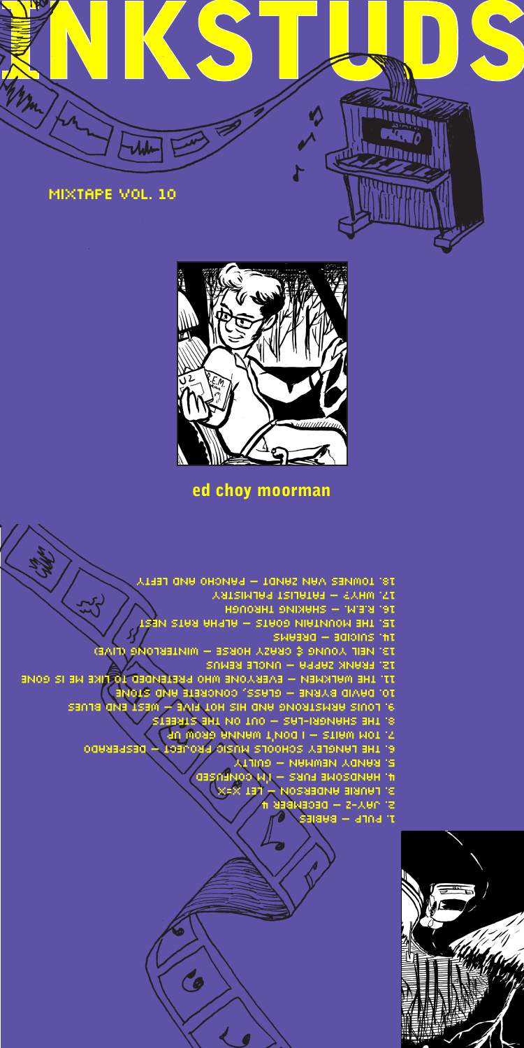# INKSTUDS

MIXTAPE VOL. 10

**ed choy moorman**

1. PULP — BABIES
2. JAY-Z — DECEMBER 4
3. LAURIE ANDERSON — LET X=X
4. HANDSOME FURS — I'M CONFUSED
5. RANDY NEWMAN — GUILTY
6. THE LANGLEY SCHOOLS MUSIC PROJECT — DESPERADO
7. TOM WAITS — I DON'T WANNA GROW UP
8. THE SHANGRI-LAS — OUT ON THE STREETS
9. LOUIS ARMSTRONG AND HIS HOT FIVE — WEST END BLUES
10. DAVID BYRNE — GLASS, CONCRETE AND STONE
11. THE WALKMEN — EVERYONE WHO PRETENDED TO LIKE ME IS GONE
12. FRANK ZAPPA — UNCLE REMUS
13. NEIL YOUNG & CRAZY HORSE — WINTERLONG (LIVE)
14. SUICIDE — DREAMS
15. THE MOUNTAIN GOATS — ALPHA RATS NEST
16. R.E.M. — SHAKING THROUGH
17. WHY? — FATALIST PALMISTRY
18. TOWNES VAN ZANDT — PANCHO AND LEFTY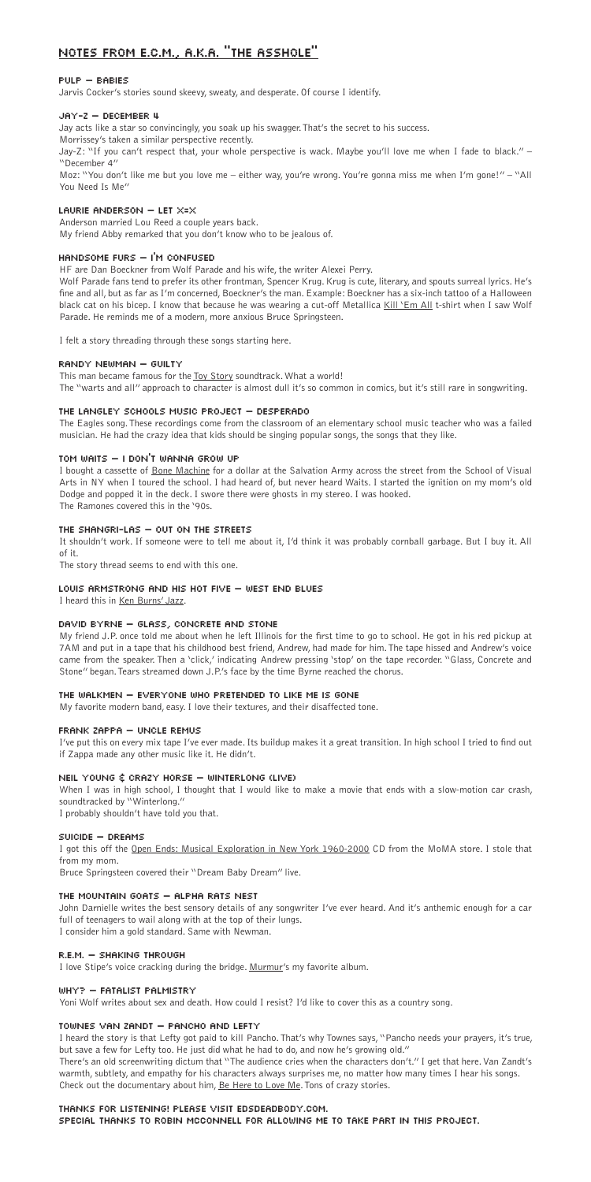# NOTES FROM E.C.M., A.K.A. "THE ASSHOLE"

### PULP – BABIES

Jarvis Cocker's stories sound skeevy, sweaty, and desperate. Of course I identify.

### JAY-Z – DECEMBER 4

Jay acts like a star so convincingly, you soak up his swagger. That's the secret to his success.
Morrissey's taken a similar perspective recently.
Jay-Z: "If you can't respect that, your whole perspective is wack. Maybe you'll love me when I fade to black." – "December 4"
Moz: "You don't like me but you love me – either way, you're wrong. You're gonna miss me when I'm gone!" – "All You Need Is Me"

### LAURIE ANDERSON – LET X=X

Anderson married Lou Reed a couple years back.
My friend Abby remarked that you don't know who to be jealous of.

### HANDSOME FURS – I'M CONFUSED

HF are Dan Boeckner from Wolf Parade and his wife, the writer Alexei Perry.
Wolf Parade fans tend to prefer its other frontman, Spencer Krug. Krug is cute, literary, and spouts surreal lyrics. He's fine and all, but as far as I'm concerned, Boeckner's the man. Example: Boeckner has a six-inch tattoo of a Halloween black cat on his bicep. I know that because he was wearing a cut-off Metallica Kill 'Em All t-shirt when I saw Wolf Parade. He reminds me of a modern, more anxious Bruce Springsteen.

I felt a story threading through these songs starting here.

### RANDY NEWMAN – GUILTY

This man became famous for the Toy Story soundtrack. What a world!
The "warts and all" approach to character is almost dull it's so common in comics, but it's still rare in songwriting.

### THE LANGLEY SCHOOLS MUSIC PROJECT – DESPERADO

The Eagles song. These recordings come from the classroom of an elementary school music teacher who was a failed musician. He had the crazy idea that kids should be singing popular songs, the songs that they like.

### TOM WAITS – I DON'T WANNA GROW UP

I bought a cassette of Bone Machine for a dollar at the Salvation Army across the street from the School of Visual Arts in NY when I toured the school. I had heard of, but never heard Waits. I started the ignition on my mom's old Dodge and popped it in the deck. I swore there were ghosts in my stereo. I was hooked.
The Ramones covered this in the '90s.

### THE SHANGRI-LAS – OUT ON THE STREETS

It shouldn't work. If someone were to tell me about it, I'd think it was probably cornball garbage. But I buy it. All of it.
The story thread seems to end with this one.

### LOUIS ARMSTRONG AND HIS HOT FIVE – WEST END BLUES

I heard this in Ken Burns' Jazz.

### DAVID BYRNE – GLASS, CONCRETE AND STONE

My friend J.P. once told me about when he left Illinois for the first time to go to school. He got in his red pickup at 7AM and put in a tape that his childhood best friend, Andrew, had made for him. The tape hissed and Andrew's voice came from the speaker. Then a 'click,' indicating Andrew pressing 'stop' on the tape recorder. "Glass, Concrete and Stone" began. Tears streamed down J.P.'s face by the time Byrne reached the chorus.

### THE WALKMEN – EVERYONE WHO PRETENDED TO LIKE ME IS GONE

My favorite modern band, easy. I love their textures, and their disaffected tone.

### FRANK ZAPPA – UNCLE REMUS

I've put this on every mix tape I've ever made. Its buildup makes it a great transition. In high school I tried to find out if Zappa made any other music like it. He didn't.

### NEIL YOUNG & CRAZY HORSE – WINTERLONG (LIVE)

When I was in high school, I thought that I would like to make a movie that ends with a slow-motion car crash, soundtracked by "Winterlong."
I probably shouldn't have told you that.

### SUICIDE – DREAMS

I got this off the Open Ends: Musical Exploration in New York 1960-2000 CD from the MoMA store. I stole that from my mom.
Bruce Springsteen covered their "Dream Baby Dream" live.

### THE MOUNTAIN GOATS – ALPHA RATS NEST

John Darnielle writes the best sensory details of any songwriter I've ever heard. And it's anthemic enough for a car full of teenagers to wail along with at the top of their lungs.
I consider him a gold standard. Same with Newman.

### R.E.M. – SHAKING THROUGH

I love Stipe's voice cracking during the bridge. Murmur's my favorite album.

### WHY? – FATALIST PALMISTRY

Yoni Wolf writes about sex and death. How could I resist? I'd like to cover this as a country song.

### TOWNES VAN ZANDT – PANCHO AND LEFTY

I heard the story is that Lefty got paid to kill Pancho. That's why Townes says, "Pancho needs your prayers, it's true, but save a few for Lefty too. He just did what he had to do, and now he's growing old."
There's an old screenwriting dictum that "The audience cries when the characters don't." I get that here. Van Zandt's warmth, subtlety, and empathy for his characters always surprises me, no matter how many times I hear his songs. Check out the documentary about him, Be Here to Love Me. Tons of crazy stories.

**THANKS FOR LISTENING! PLEASE VISIT EDSDEADBODY.COM.**
**SPECIAL THANKS TO ROBIN MCCONNELL FOR ALLOWING ME TO TAKE PART IN THIS PROJECT.**